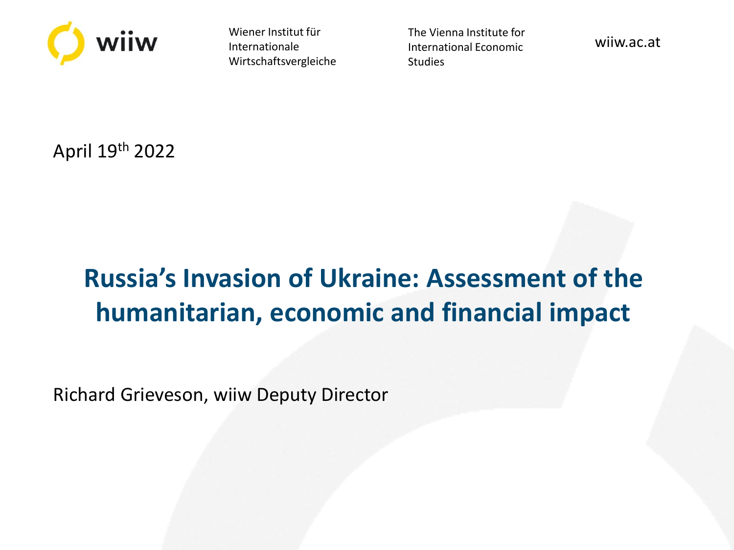wiiw

Wiener Institut für Internationale Wirtschaftsvergleiche

The Vienna Institute for International Economic Studies

wiiw.ac.at

April 19th 2022

# Russia's Invasion of Ukraine: Assessment of the humanitarian, economic and financial impact

Richard Grieveson, wiiw Deputy Director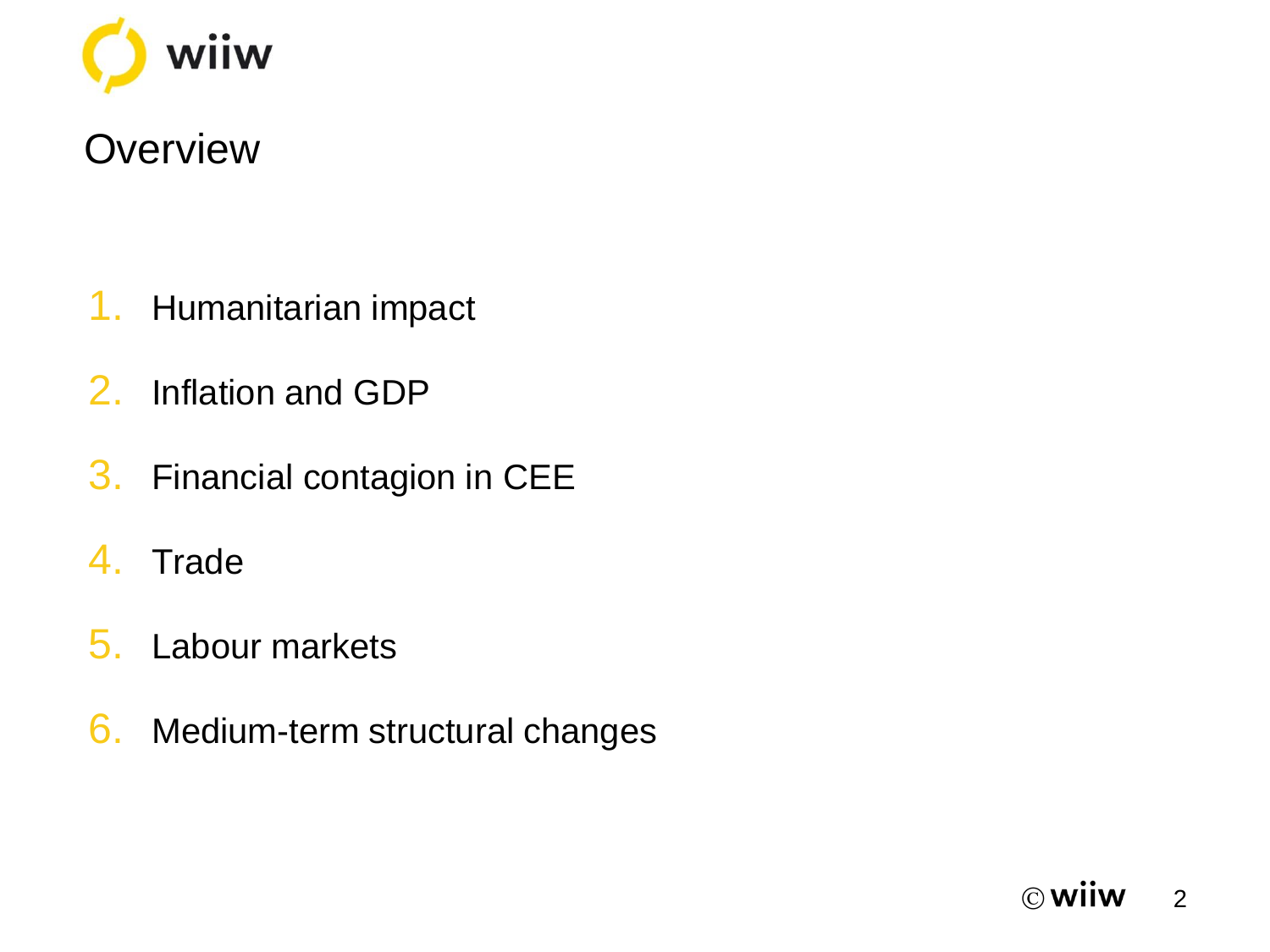# Overview

1. Humanitarian impact
2. Inflation and GDP
3. Financial contagion in CEE
4. Trade
5. Labour markets
6. Medium-term structural changes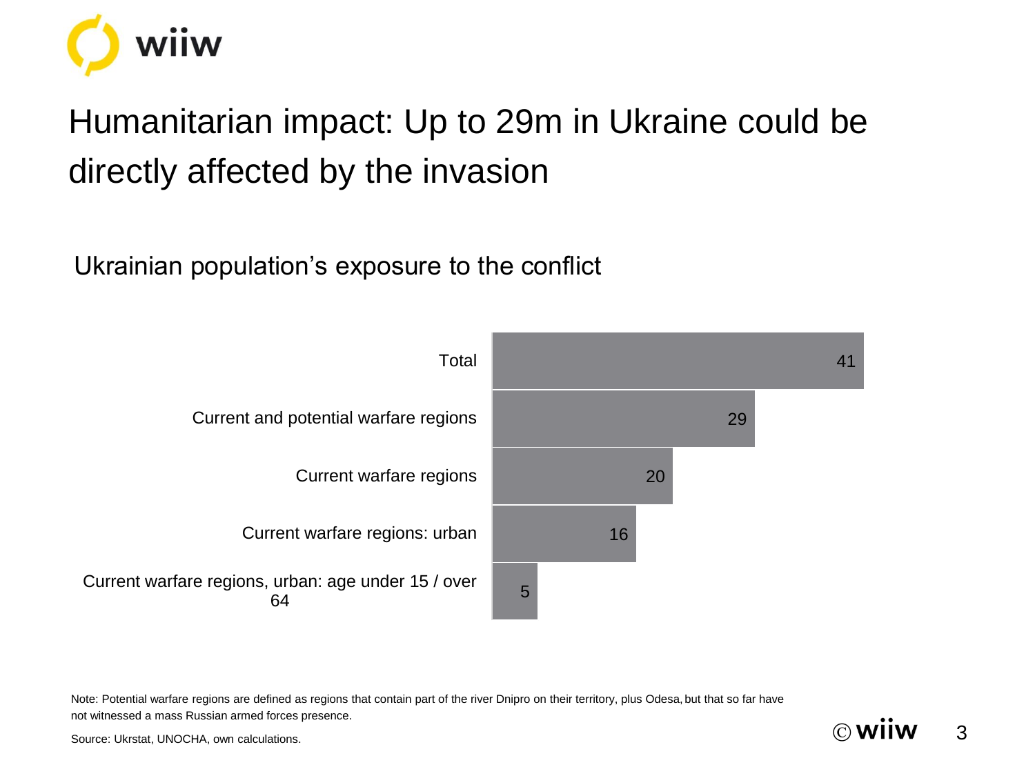# Humanitarian impact: Up to 29m in Ukraine could be directly affected by the invasion

## Ukrainian population's exposure to the conflict

| Category | Value |
| --- | --- |
| Total | 41 |
| Current and potential warfare regions | 29 |
| Current warfare regions | 20 |
| Current warfare regions: urban | 16 |
| Current warfare regions, urban: age under 15 / over 64 | 5 |

Note: Potential warfare regions are defined as regions that contain part of the river Dnipro on their territory, plus Odesa, but that so far have not witnessed a mass Russian armed forces presence.

Source: Ukrstat, UNOCHA, own calculations.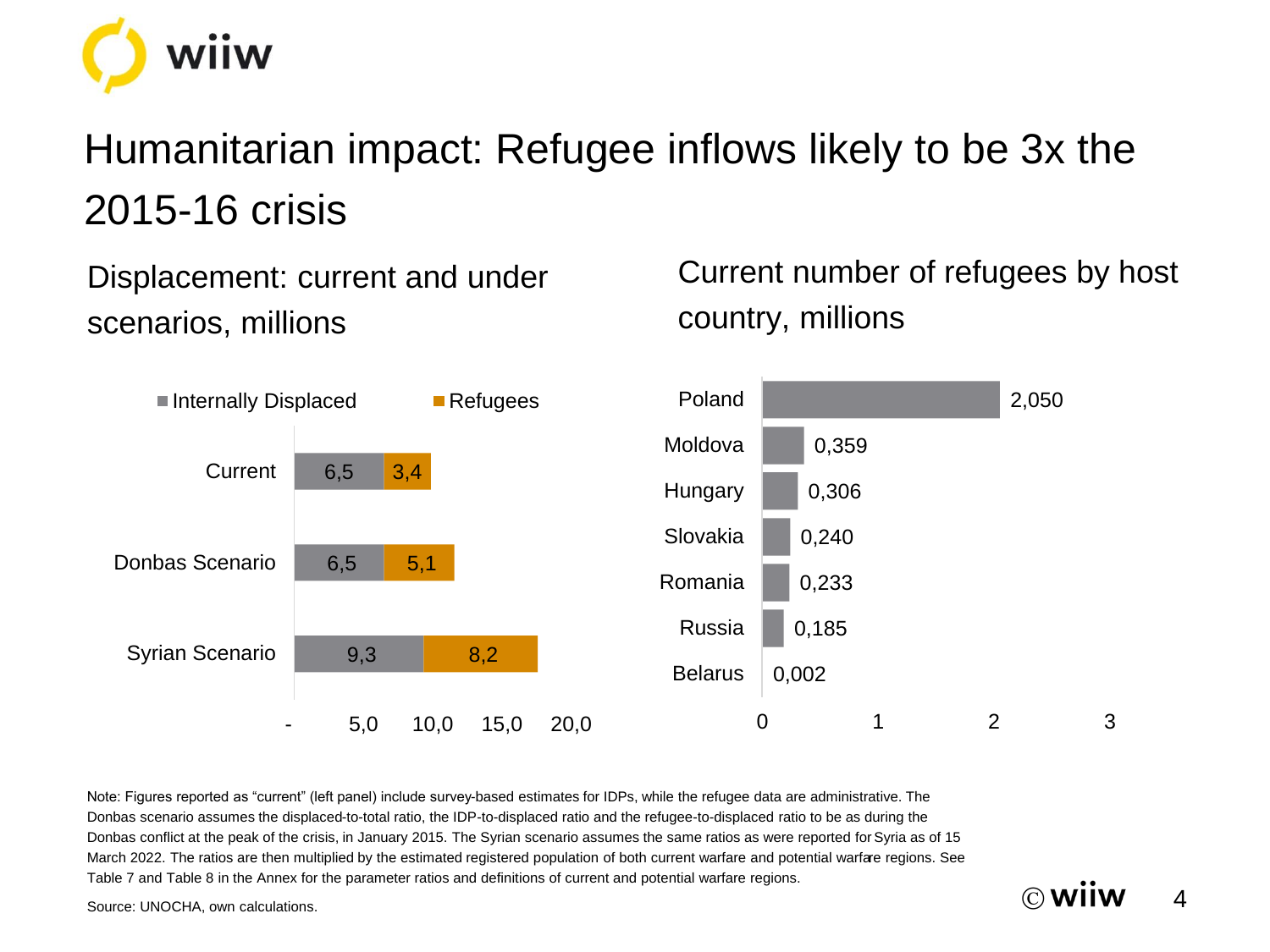# Humanitarian impact: Refugee inflows likely to be 3x the 2015-16 crisis

## Displacement: current and under scenarios, millions

| | Internally Displaced | Refugees |
|---|---|---|
| Current | 6,5 | 3,4 |
| Donbas Scenario | 6,5 | 5,1 |
| Syrian Scenario | 9,3 | 8,2 |

## Current number of refugees by host country, millions

| Country | Refugees |
|---|---|
| Poland | 2,050 |
| Moldova | 0,359 |
| Hungary | 0,306 |
| Slovakia | 0,240 |
| Romania | 0,233 |
| Russia | 0,185 |
| Belarus | 0,002 |

Note: Figures reported as "current" (left panel) include survey-based estimates for IDPs, while the refugee data are administrative. The Donbas scenario assumes the displaced-to-total ratio, the IDP-to-displaced ratio and the refugee-to-displaced ratio to be as during the Donbas conflict at the peak of the crisis, in January 2015. The Syrian scenario assumes the same ratios as were reported for Syria as of 15 March 2022. The ratios are then multiplied by the estimated registered population of both current warfare and potential warfare regions. See Table 7 and Table 8 in the Annex for the parameter ratios and definitions of current and potential warfare regions.

Source: UNOCHA, own calculations.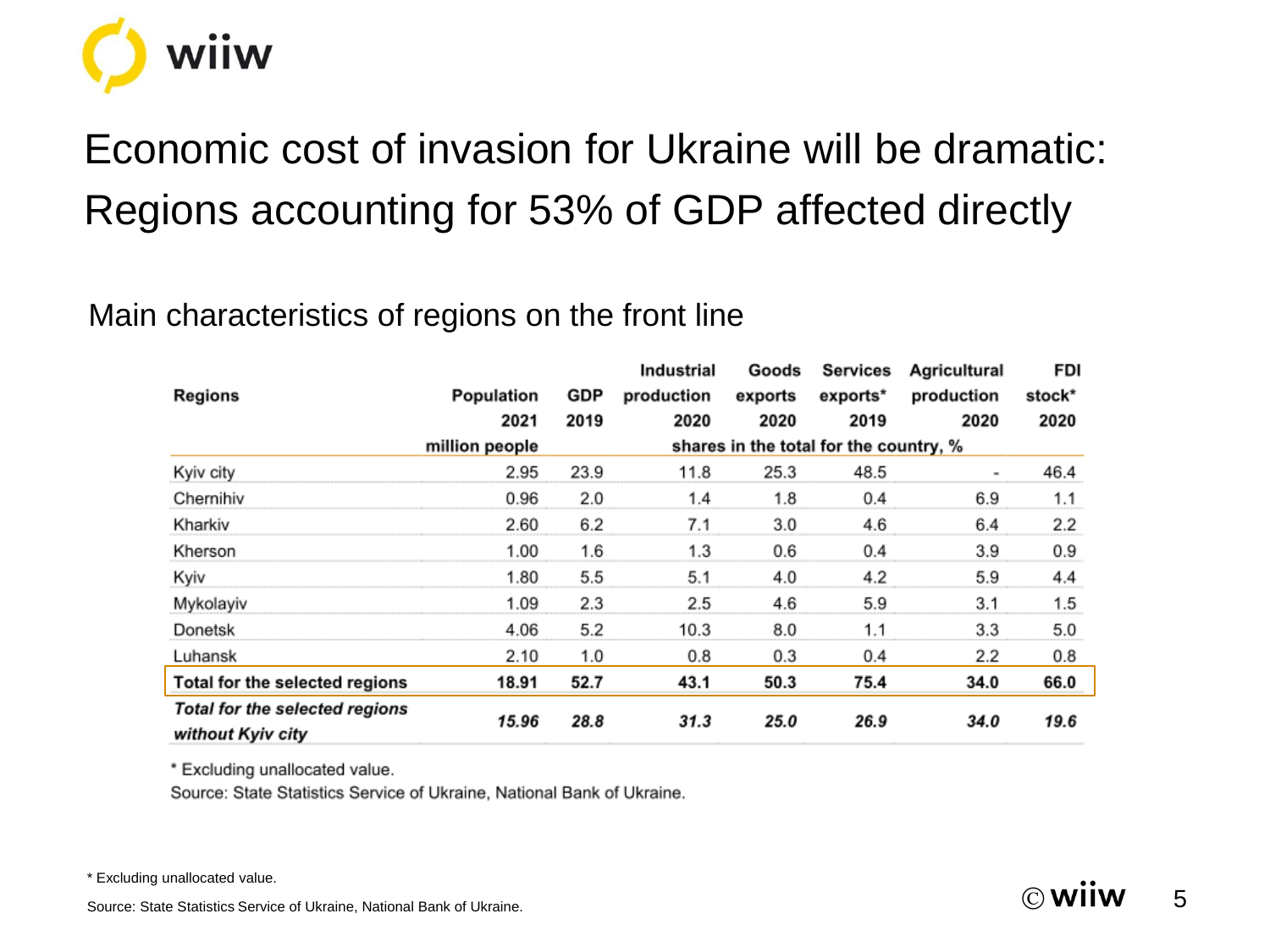# Economic cost of invasion for Ukraine will be dramatic: Regions accounting for 53% of GDP affected directly

Main characteristics of regions on the front line

| Regions | Population 2021 | GDP 2019 | Industrial production 2020 | Goods exports 2020 | Services exports* 2019 | Agricultural production 2020 | FDI stock* 2020 |
|---|---|---|---|---|---|---|---|
| | million people | shares in the total for the country, % | | | | | |
| Kyiv city | 2.95 | 23.9 | 11.8 | 25.3 | 48.5 | - | 46.4 |
| Chernihiv | 0.96 | 2.0 | 1.4 | 1.8 | 0.4 | 6.9 | 1.1 |
| Kharkiv | 2.60 | 6.2 | 7.1 | 3.0 | 4.6 | 6.4 | 2.2 |
| Kherson | 1.00 | 1.6 | 1.3 | 0.6 | 0.4 | 3.9 | 0.9 |
| Kyiv | 1.80 | 5.5 | 5.1 | 4.0 | 4.2 | 5.9 | 4.4 |
| Mykolayiv | 1.09 | 2.3 | 2.5 | 4.6 | 5.9 | 3.1 | 1.5 |
| Donetsk | 4.06 | 5.2 | 10.3 | 8.0 | 1.1 | 3.3 | 5.0 |
| Luhansk | 2.10 | 1.0 | 0.8 | 0.3 | 0.4 | 2.2 | 0.8 |
| **Total for the selected regions** | **18.91** | **52.7** | **43.1** | **50.3** | **75.4** | **34.0** | **66.0** |
| ***Total for the selected regions without Kyiv city*** | ***15.96*** | ***28.8*** | ***31.3*** | ***25.0*** | ***26.9*** | ***34.0*** | ***19.6*** |

\* Excluding unallocated value.

Source: State Statistics Service of Ukraine, National Bank of Ukraine.

\* Excluding unallocated value.

Source: State Statistics Service of Ukraine, National Bank of Ukraine.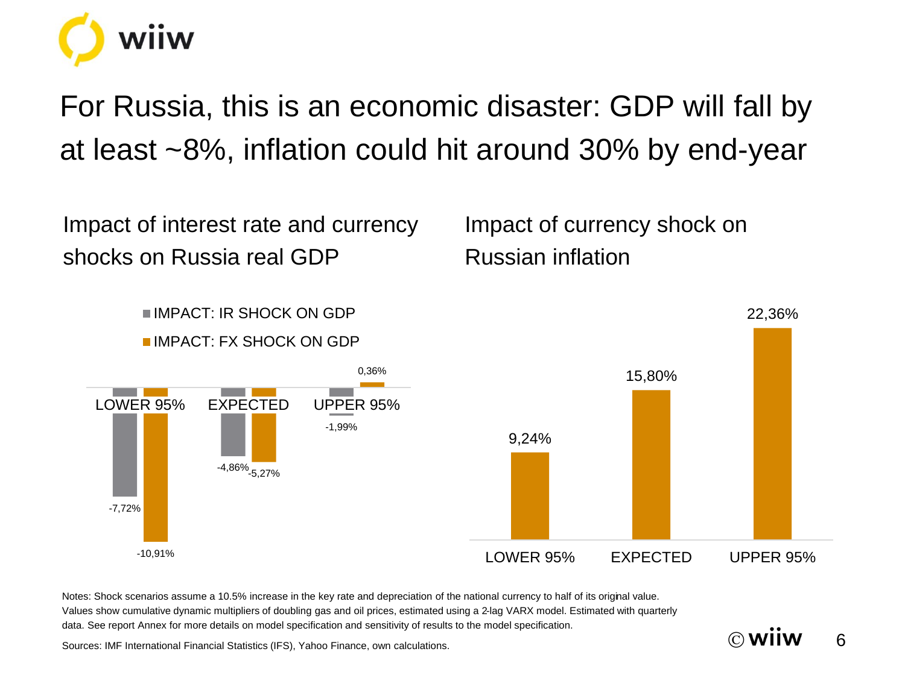# For Russia, this is an economic disaster: GDP will fall by at least ~8%, inflation could hit around 30% by end-year

## Impact of interest rate and currency shocks on Russia real GDP

| | IMPACT: IR SHOCK ON GDP | IMPACT: FX SHOCK ON GDP |
|---|---|---|
| LOWER 95% | -7,72% | -10,91% |
| EXPECTED | -4,86% | -5,27% |
| UPPER 95% | -1,99% | 0,36% |

## Impact of currency shock on Russian inflation

| LOWER 95% | EXPECTED | UPPER 95% |
|---|---|---|
| 9,24% | 15,80% | 22,36% |

Notes: Shock scenarios assume a 10.5% increase in the key rate and depreciation of the national currency to half of its original value. Values show cumulative dynamic multipliers of doubling gas and oil prices, estimated using a 2-lag VARX model. Estimated with quarterly data. See report Annex for more details on model specification and sensitivity of results to the model specification.

Sources: IMF International Financial Statistics (IFS), Yahoo Finance, own calculations.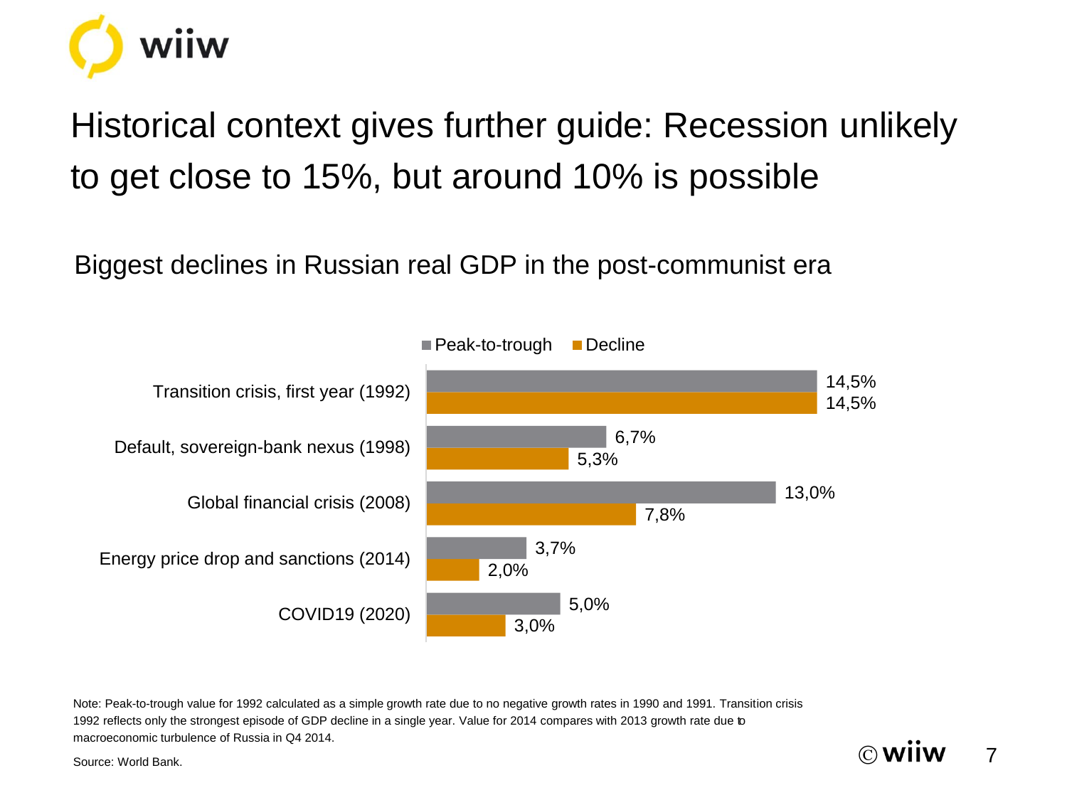# Historical context gives further guide: Recession unlikely to get close to 15%, but around 10% is possible

## Biggest declines in Russian real GDP in the post-communist era

| | Peak-to-trough | Decline |
|---|---|---|
| Transition crisis, first year (1992) | 14,5% | 14,5% |
| Default, sovereign-bank nexus (1998) | 6,7% | 5,3% |
| Global financial crisis (2008) | 13,0% | 7,8% |
| Energy price drop and sanctions (2014) | 3,7% | 2,0% |
| COVID19 (2020) | 5,0% | 3,0% |

Note: Peak-to-trough value for 1992 calculated as a simple growth rate due to no negative growth rates in 1990 and 1991. Transition crisis 1992 reflects only the strongest episode of GDP decline in a single year. Value for 2014 compares with 2013 growth rate due to macroeconomic turbulence of Russia in Q4 2014.

Source: World Bank.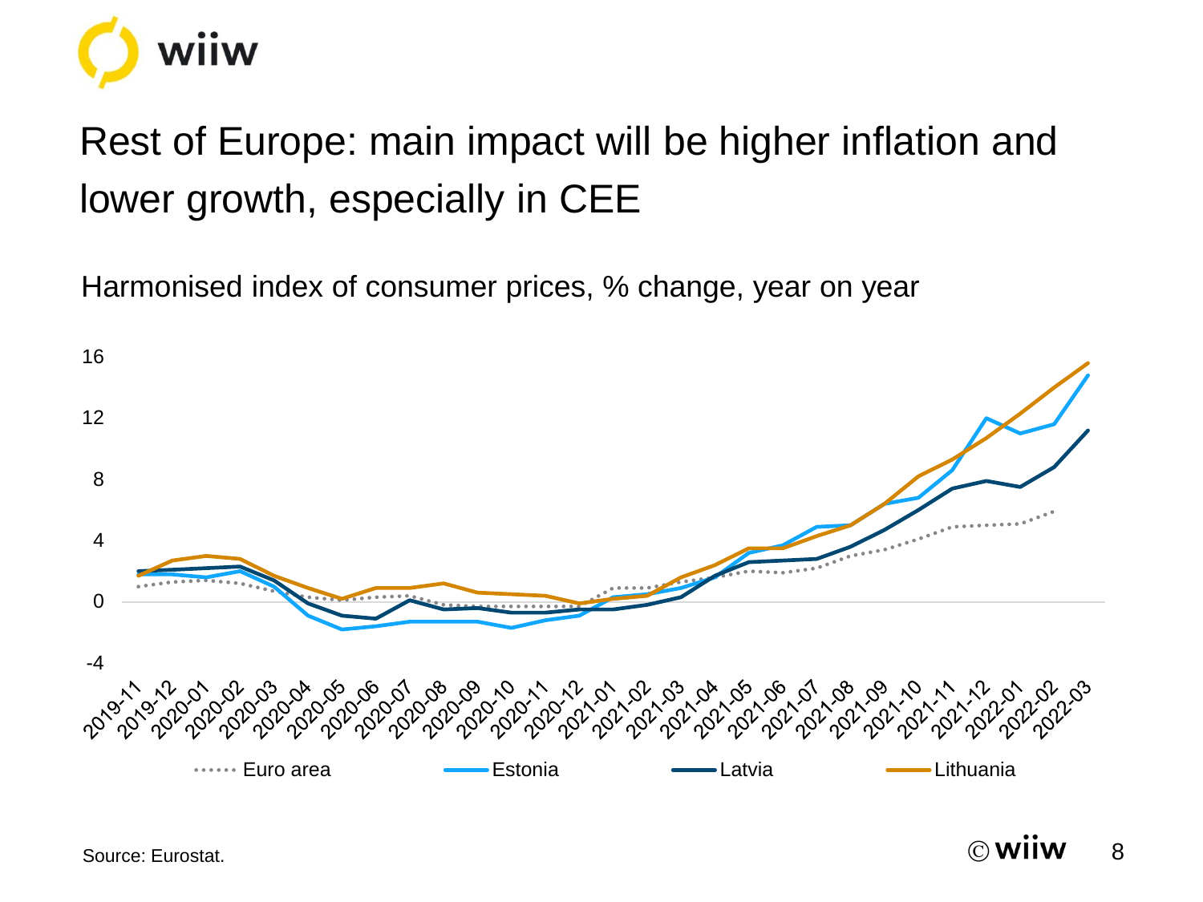# Rest of Europe: main impact will be higher inflation and lower growth, especially in CEE

Harmonised index of consumer prices, % change, year on year

Source: Eurostat.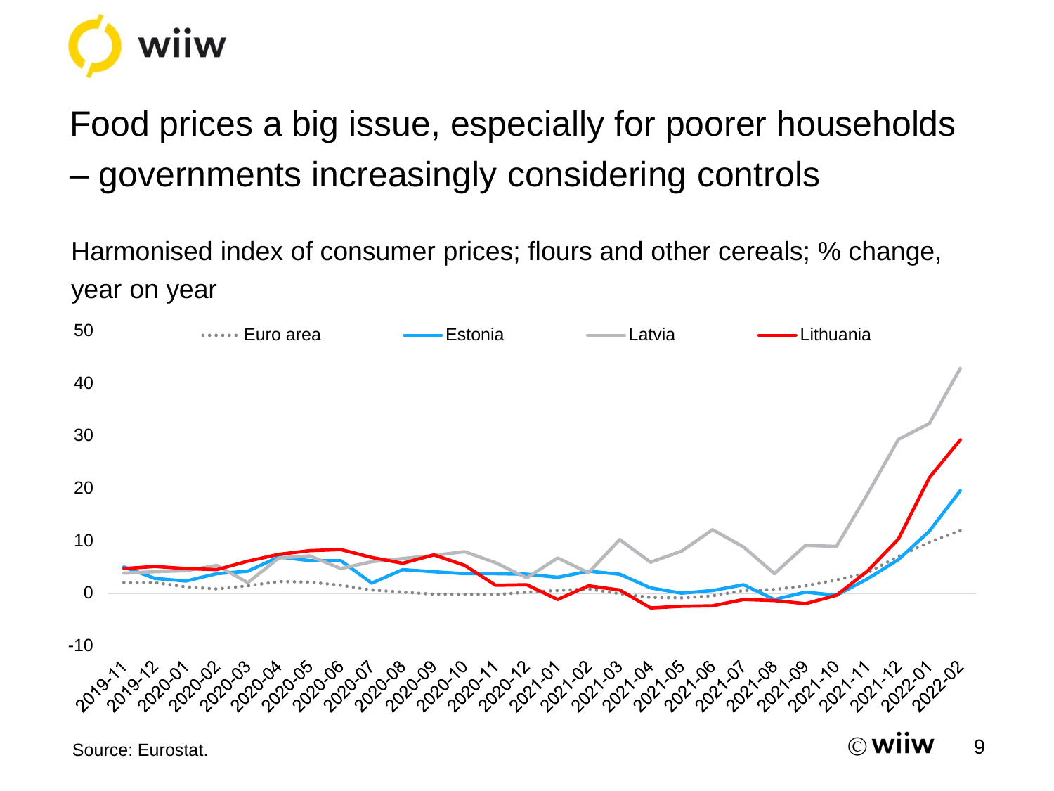# Food prices a big issue, especially for poorer households – governments increasingly considering controls

Harmonised index of consumer prices; flours and other cereals; % change, year on year

Source: Eurostat.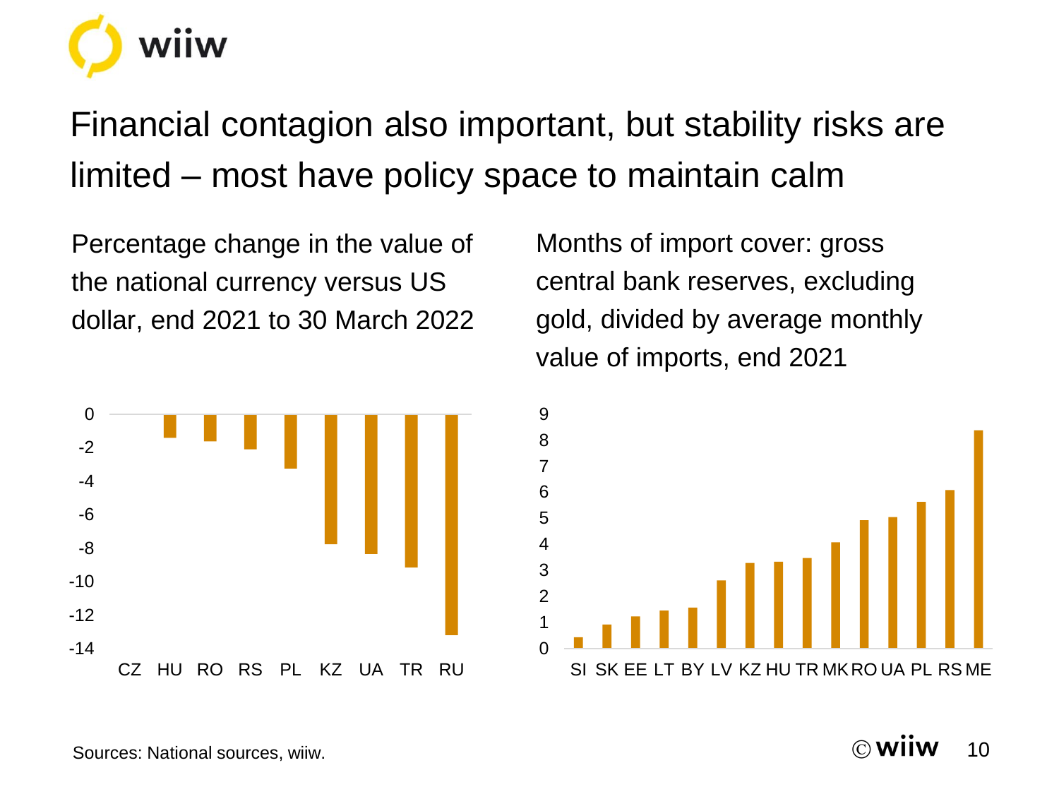# Financial contagion also important, but stability risks are limited – most have policy space to maintain calm

Percentage change in the value of the national currency versus US dollar, end 2021 to 30 March 2022

Months of import cover: gross central bank reserves, excluding gold, divided by average monthly value of imports, end 2021

Sources: National sources, wiiw.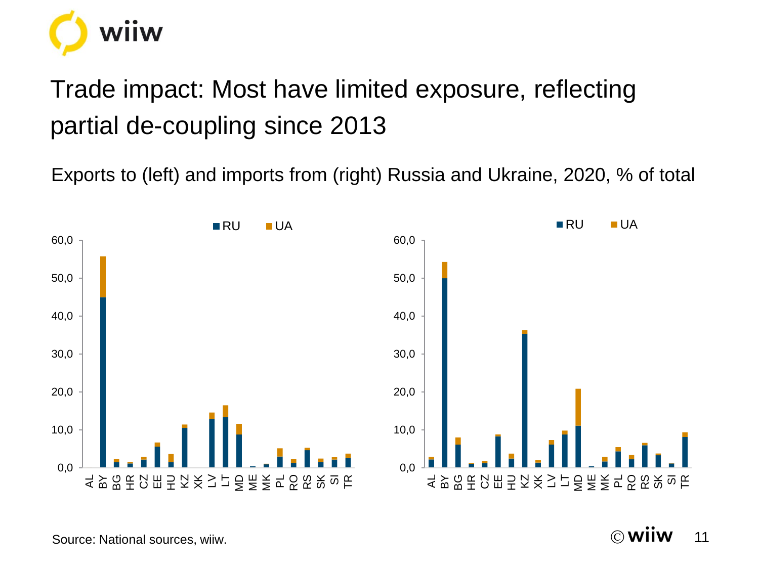# Trade impact: Most have limited exposure, reflecting partial de-coupling since 2013

Exports to (left) and imports from (right) Russia and Ukraine, 2020, % of total

Source: National sources, wiiw.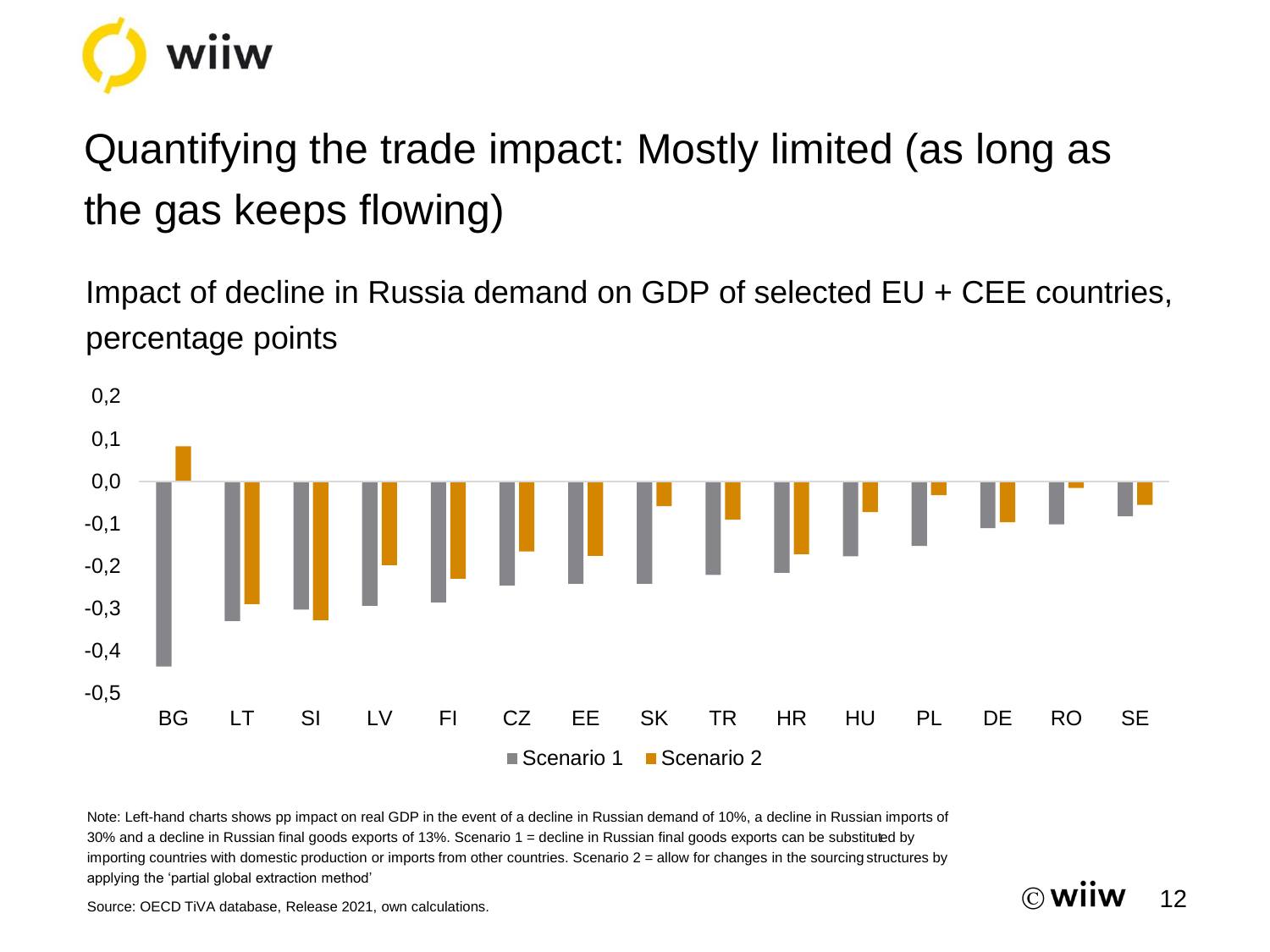# Quantifying the trade impact: Mostly limited (as long as the gas keeps flowing)

Impact of decline in Russia demand on GDP of selected EU + CEE countries, percentage points

Note: Left-hand charts shows pp impact on real GDP in the event of a decline in Russian demand of 10%, a decline in Russian imports of 30% and a decline in Russian final goods exports of 13%. Scenario 1 = decline in Russian final goods exports can be substituted by importing countries with domestic production or imports from other countries. Scenario 2 = allow for changes in the sourcing structures by applying the 'partial global extraction method'

Source: OECD TiVA database, Release 2021, own calculations.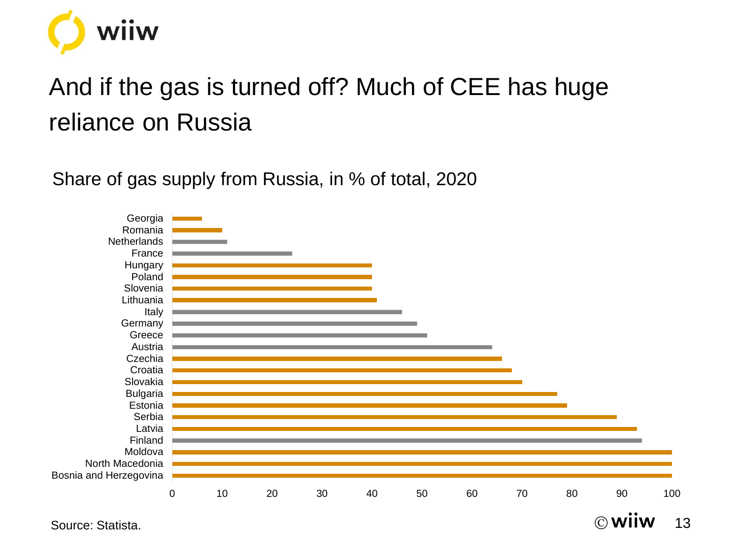# And if the gas is turned off? Much of CEE has huge reliance on Russia

Share of gas supply from Russia, in % of total, 2020

| Country | Share (%) |
|---|---|
| Georgia | 6 |
| Romania | 10 |
| Netherlands | 11 |
| France | 24 |
| Hungary | 40 |
| Poland | 40 |
| Slovenia | 40 |
| Lithuania | 41 |
| Italy | 46 |
| Germany | 49 |
| Greece | 51 |
| Austria | 64 |
| Czechia | 66 |
| Croatia | 68 |
| Slovakia | 70 |
| Bulgaria | 77 |
| Estonia | 79 |
| Serbia | 89 |
| Latvia | 93 |
| Finland | 94 |
| Moldova | 100 |
| North Macedonia | 100 |
| Bosnia and Herzegovina | 100 |

Source: Statista.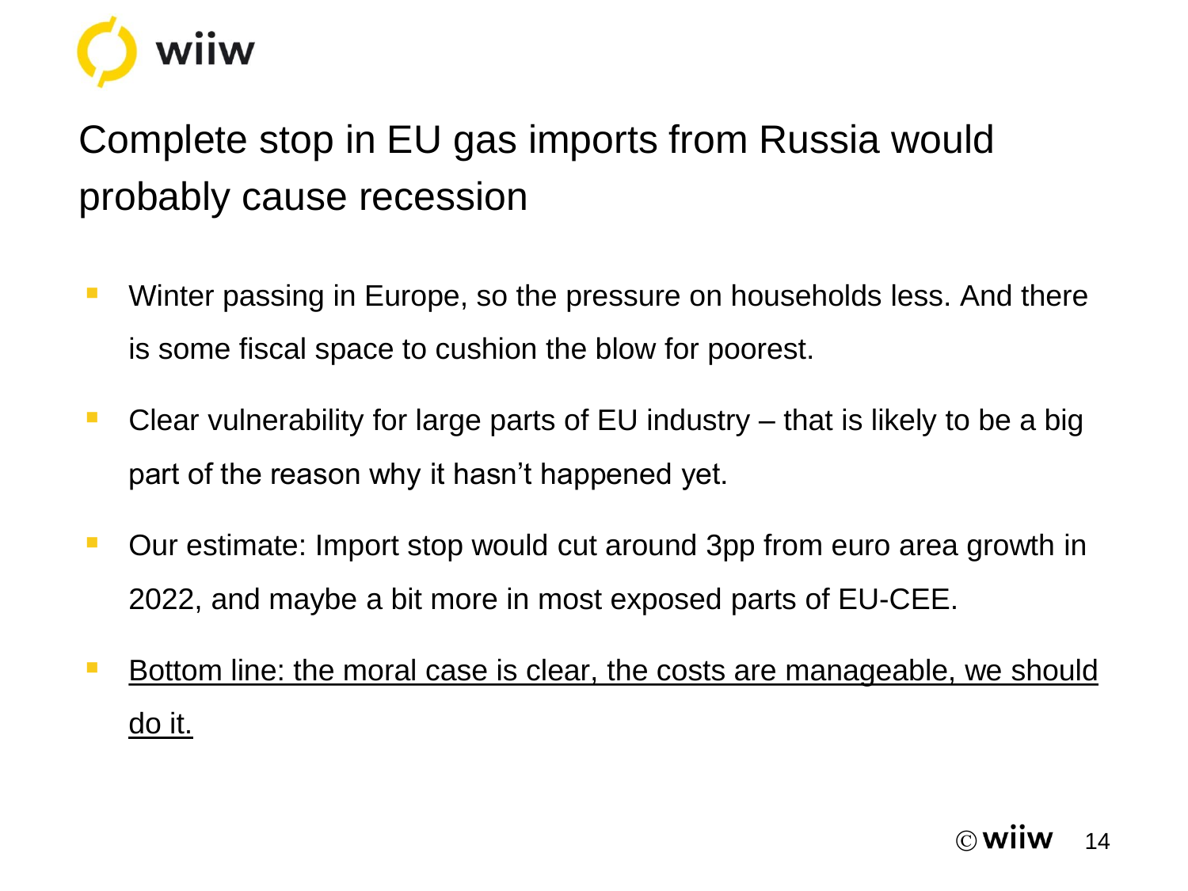# Complete stop in EU gas imports from Russia would probably cause recession

- Winter passing in Europe, so the pressure on households less. And there is some fiscal space to cushion the blow for poorest.
- Clear vulnerability for large parts of EU industry – that is likely to be a big part of the reason why it hasn't happened yet.
- Our estimate: Import stop would cut around 3pp from euro area growth in 2022, and maybe a bit more in most exposed parts of EU-CEE.
- <u>Bottom line: the moral case is clear, the costs are manageable, we should do it.</u>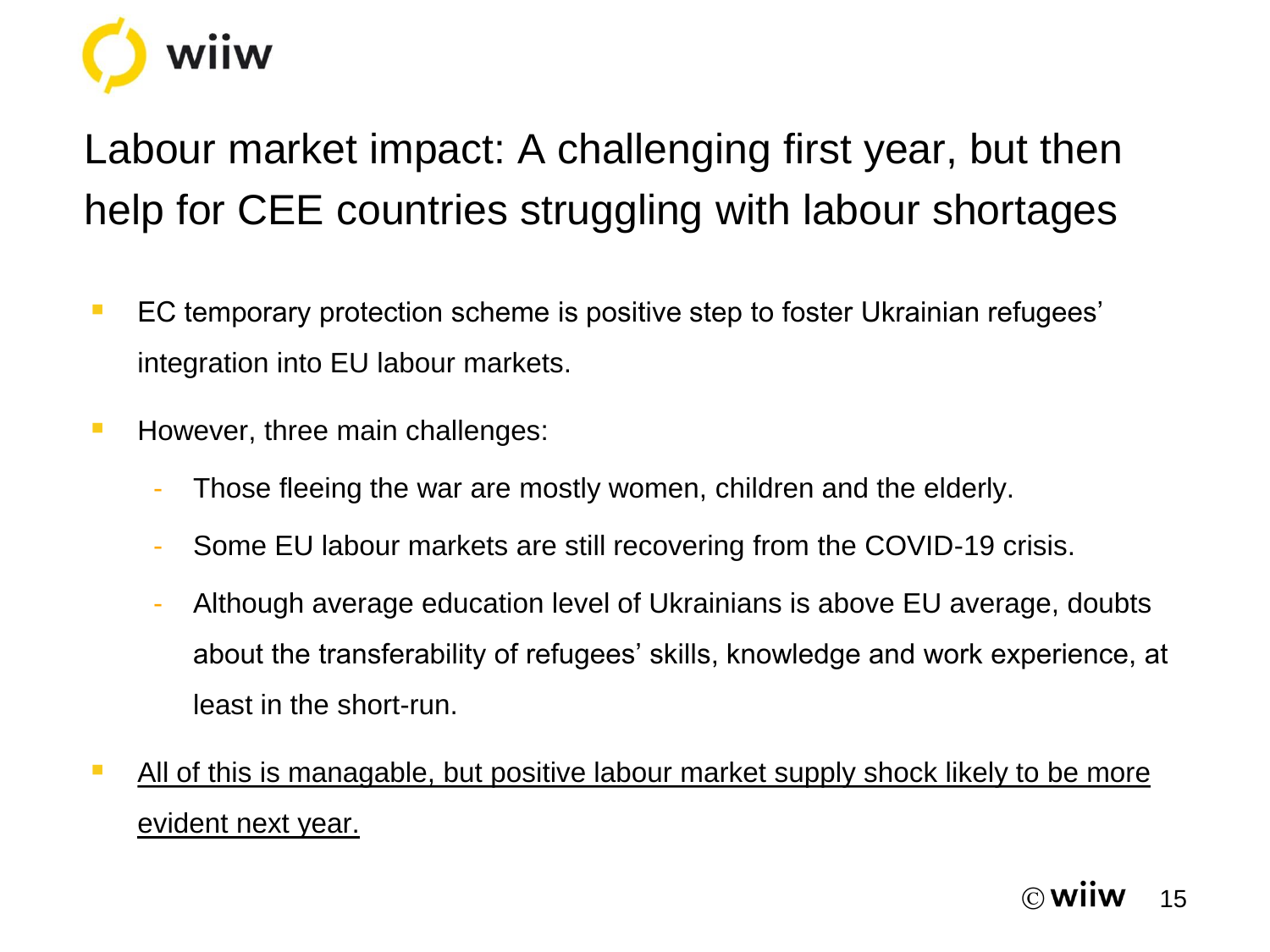# Labour market impact: A challenging first year, but then help for CEE countries struggling with labour shortages

- EC temporary protection scheme is positive step to foster Ukrainian refugees' integration into EU labour markets.
- However, three main challenges:
  - Those fleeing the war are mostly women, children and the elderly.
  - Some EU labour markets are still recovering from the COVID-19 crisis.
  - Although average education level of Ukrainians is above EU average, doubts about the transferability of refugees' skills, knowledge and work experience, at least in the short-run.
- <u>All of this is managable, but positive labour market supply shock likely to be more evident next year.</u>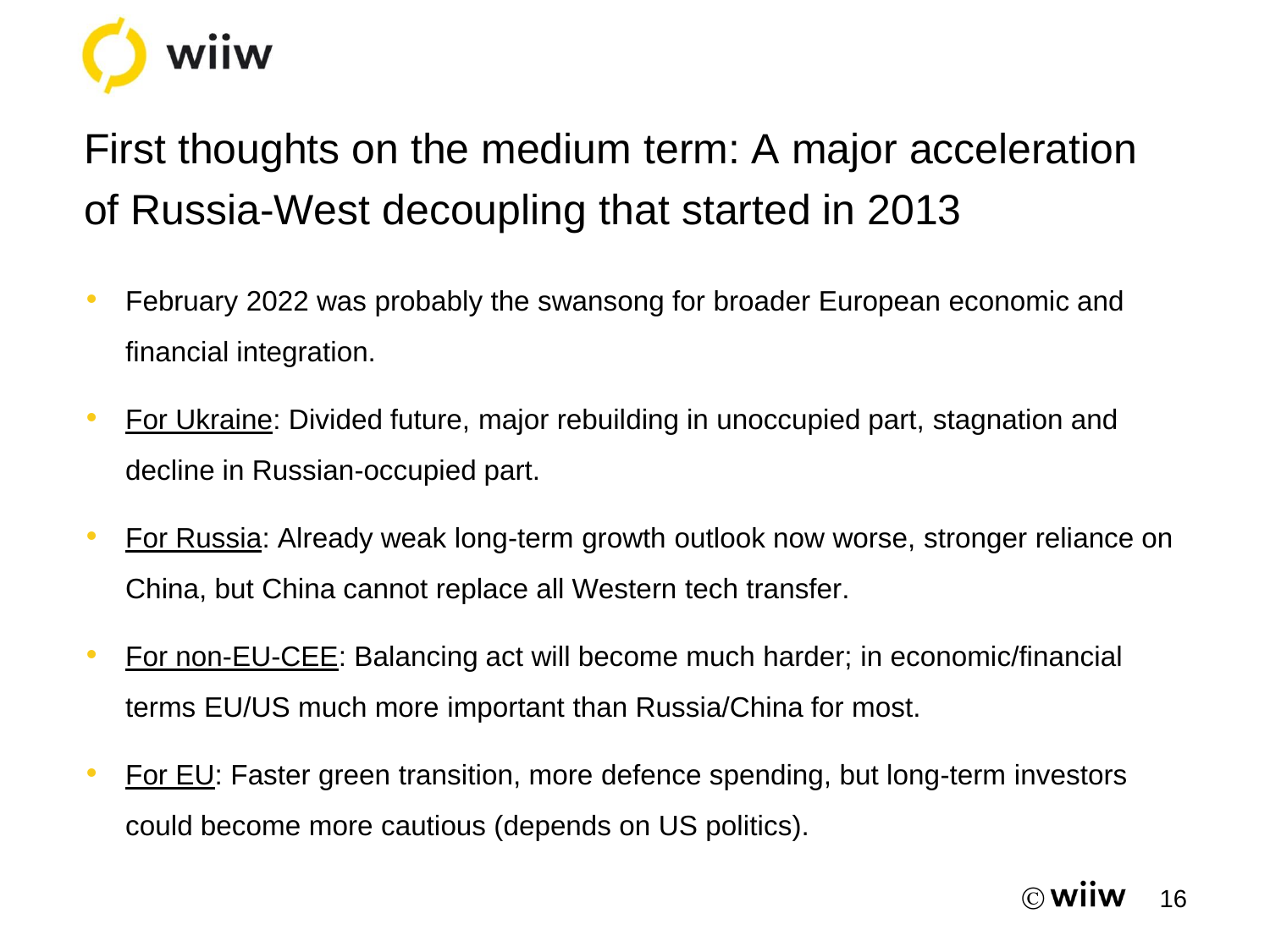# First thoughts on the medium term: A major acceleration of Russia-West decoupling that started in 2013

- February 2022 was probably the swansong for broader European economic and financial integration.
- For Ukraine: Divided future, major rebuilding in unoccupied part, stagnation and decline in Russian-occupied part.
- For Russia: Already weak long-term growth outlook now worse, stronger reliance on China, but China cannot replace all Western tech transfer.
- For non-EU-CEE: Balancing act will become much harder; in economic/financial terms EU/US much more important than Russia/China for most.
- For EU: Faster green transition, more defence spending, but long-term investors could become more cautious (depends on US politics).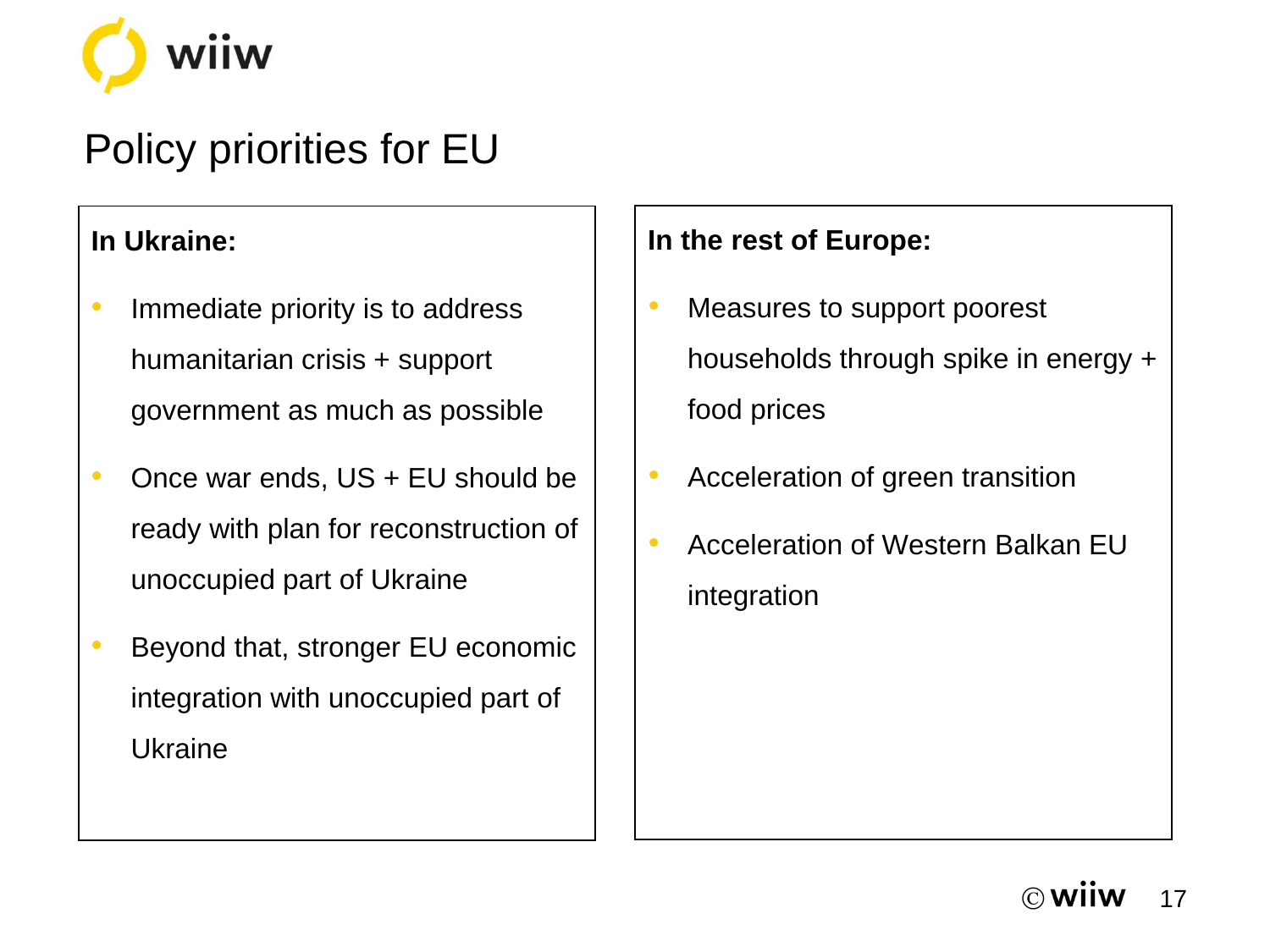# Policy priorities for EU

**In Ukraine:**

- Immediate priority is to address humanitarian crisis + support government as much as possible
- Once war ends, US + EU should be ready with plan for reconstruction of unoccupied part of Ukraine
- Beyond that, stronger EU economic integration with unoccupied part of Ukraine

**In the rest of Europe:**

- Measures to support poorest households through spike in energy + food prices
- Acceleration of green transition
- Acceleration of Western Balkan EU integration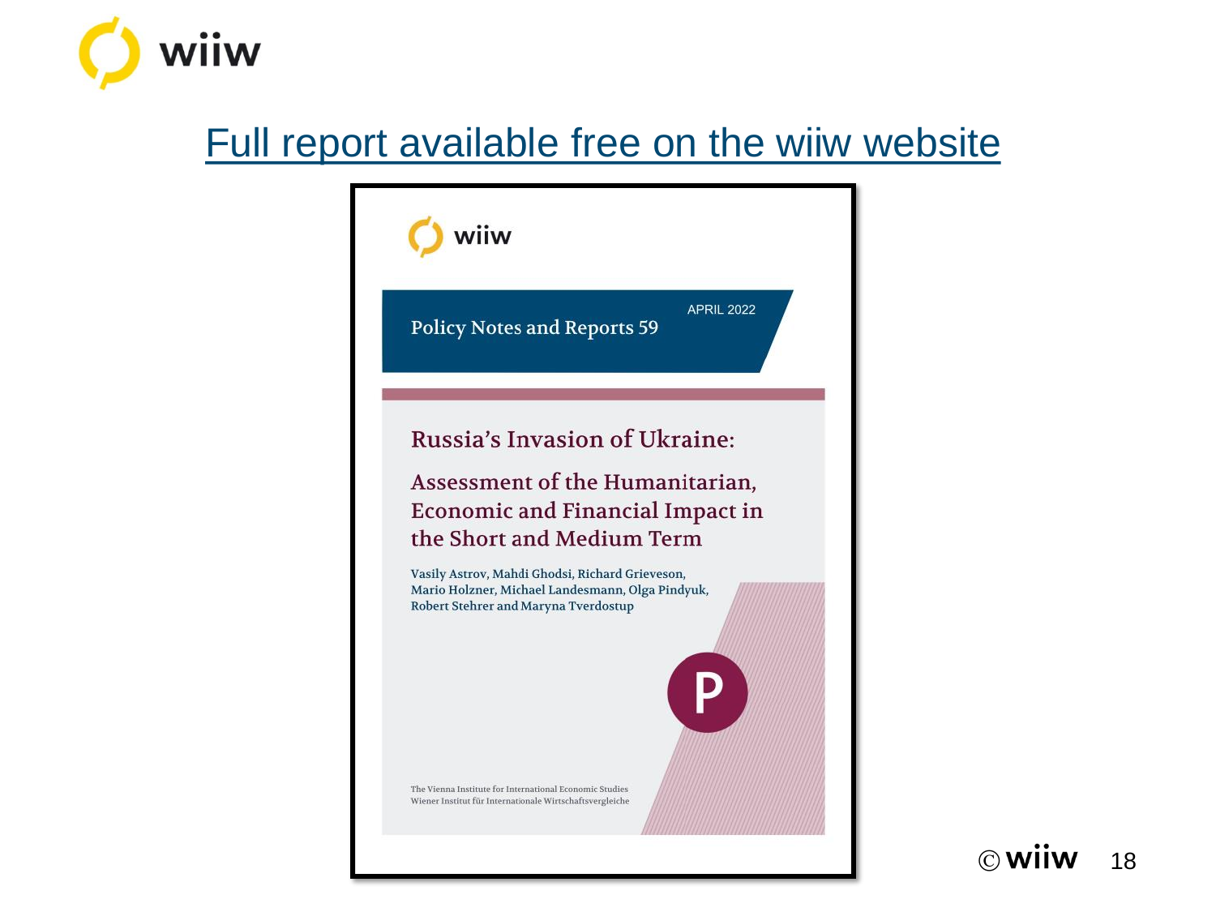# Full report available free on the wiiw website

wiiw

APRIL 2022

Policy Notes and Reports 59

## Russia's Invasion of Ukraine:

## Assessment of the Humanitarian, Economic and Financial Impact in the Short and Medium Term

Vasily Astrov, Mahdi Ghodsi, Richard Grieveson, Mario Holzner, Michael Landesmann, Olga Pindyuk, Robert Stehrer and Maryna Tverdostup

P

The Vienna Institute for International Economic Studies
Wiener Institut für Internationale Wirtschaftsvergleiche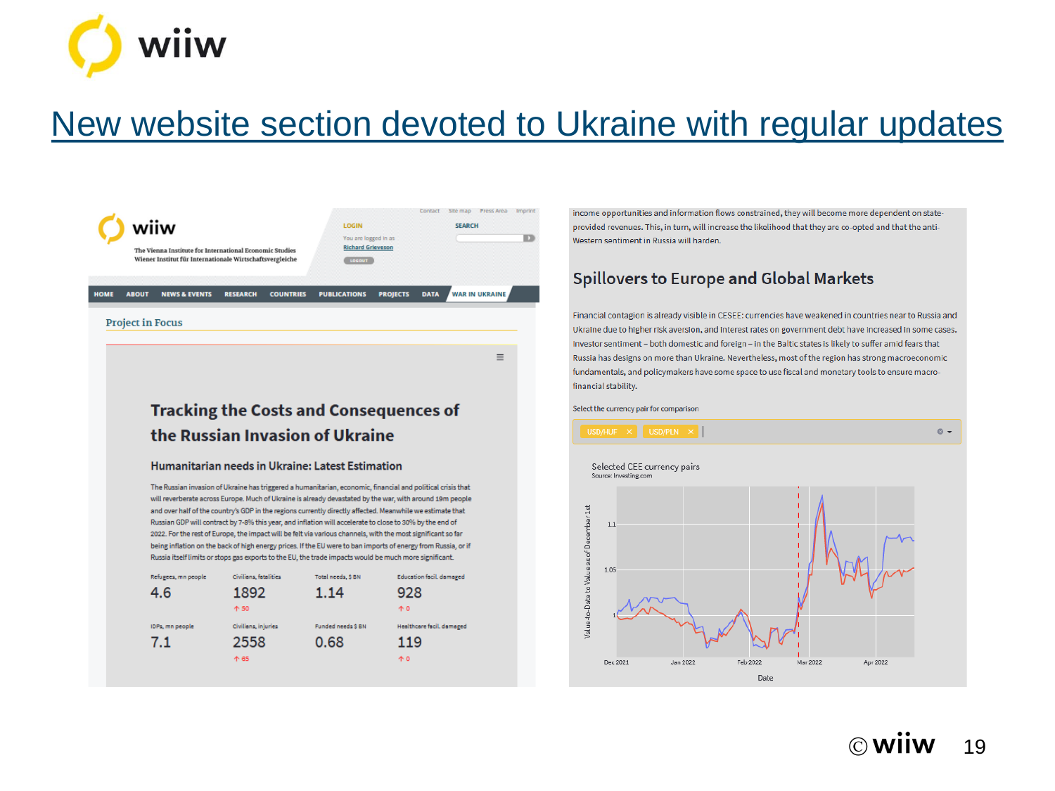# New website section devoted to Ukraine with regular updates

wiiw

The Vienna Institute for International Economic Studies
Wiener Institut für Internationale Wirtschaftsvergleiche

Contact | Site map | Press Area | Imprint

LOGIN

You are logged in as
Richard Grieveson

LOGOUT

SEARCH

HOME | ABOUT | NEWS & EVENTS | RESEARCH | COUNTRIES | PUBLICATIONS | PROJECTS | DATA | WAR IN UKRAINE

**Project in Focus**

## Tracking the Costs and Consequences of the Russian Invasion of Ukraine

### Humanitarian needs in Ukraine: Latest Estimation

The Russian invasion of Ukraine has triggered a humanitarian, economic, financial and political crisis that will reverberate across Europe. Much of Ukraine is already devastated by the war, with around 19m people and over half of the country's GDP in the regions currently directly affected. Meanwhile we estimate that Russian GDP will contract by 7-8% this year, and inflation will accelerate to close to 30% by the end of 2022. For the rest of Europe, the impact will be felt via various channels, with the most significant so far being inflation on the back of high energy prices. If the EU were to ban imports of energy from Russia, or if Russia itself limits or stops gas exports to the EU, the trade impacts would be much more significant.

| Refugees, mn people | Civilians, fatalities | Total needs, $ BN | Education facil. damaged |
|---|---|---|---|
| 4.6 | 1892 (↑ 50) | 1.14 | 928 (↑ 0) |

| IDPs, mn people | Civilians, injuries | Funded needs $ BN | Healthcare facil. damaged |
|---|---|---|---|
| 7.1 | 2558 (↑ 65) | 0.68 | 119 (↑ 0) |

income opportunities and information flows constrained, they will become more dependent on state-provided revenues. This, in turn, will increase the likelihood that they are co-opted and that the anti-Western sentiment in Russia will harden.

## Spillovers to Europe and Global Markets

Financial contagion is already visible in CESEE: currencies have weakened in countries near to Russia and Ukraine due to higher risk aversion, and interest rates on government debt have increased in some cases. Investor sentiment – both domestic and foreign – in the Baltic states is likely to suffer amid fears that Russia has designs on more than Ukraine. Nevertheless, most of the region has strong macroeconomic fundamentals, and policymakers have some space to use fiscal and monetary tools to ensure macro-financial stability.

Select the currency pair for comparison

USD/HUF × | USD/PLN ×

Selected CEE currency pairs
Source: Investing.com

Value-to-Date to Value as of December 1st: 1, 1.05, 1.1

Date: Dec 2021, Jan 2022, Feb 2022, Mar 2022, Apr 2022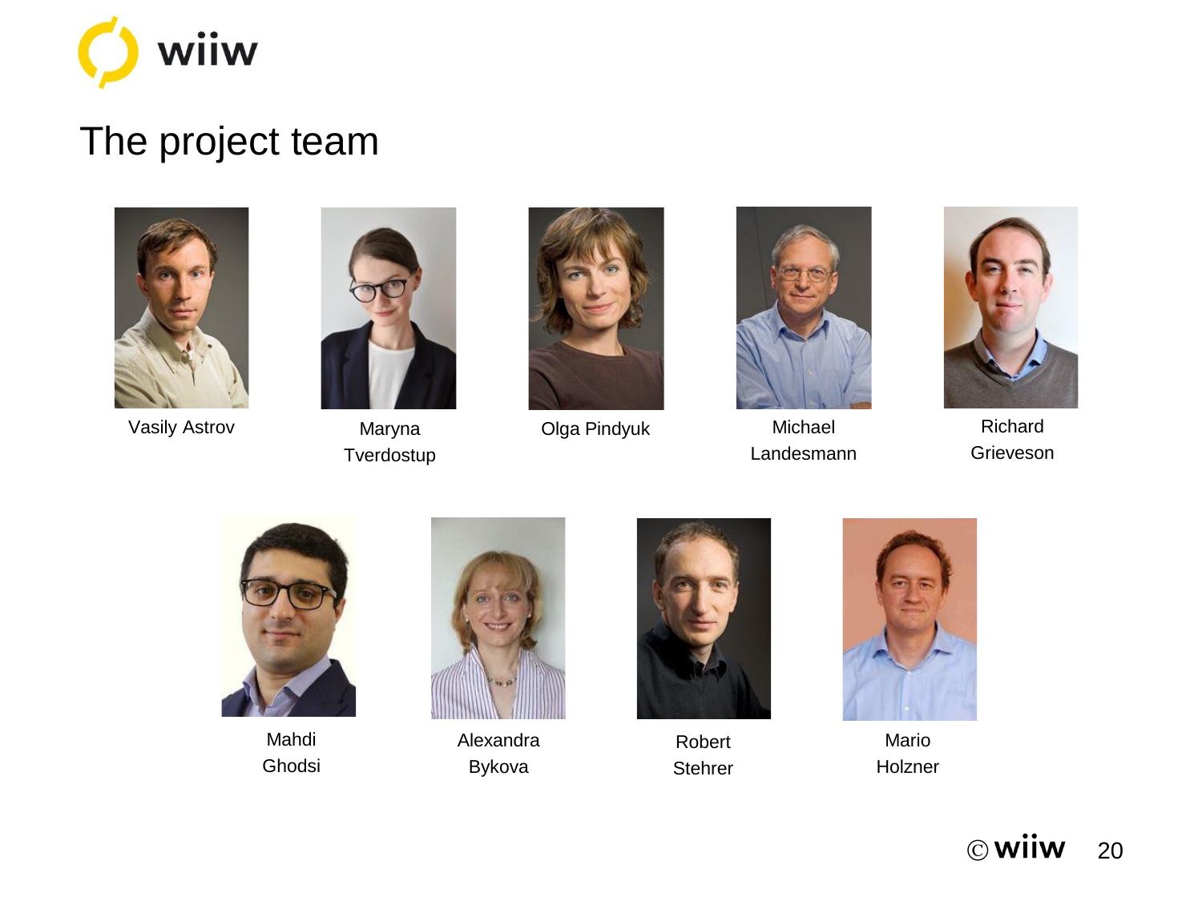# The project team

Vasily Astrov

Maryna Tverdostup

Olga Pindyuk

Michael Landesmann

Richard Grieveson

Mahdi Ghodsi

Alexandra Bykova

Robert Stehrer

Mario Holzner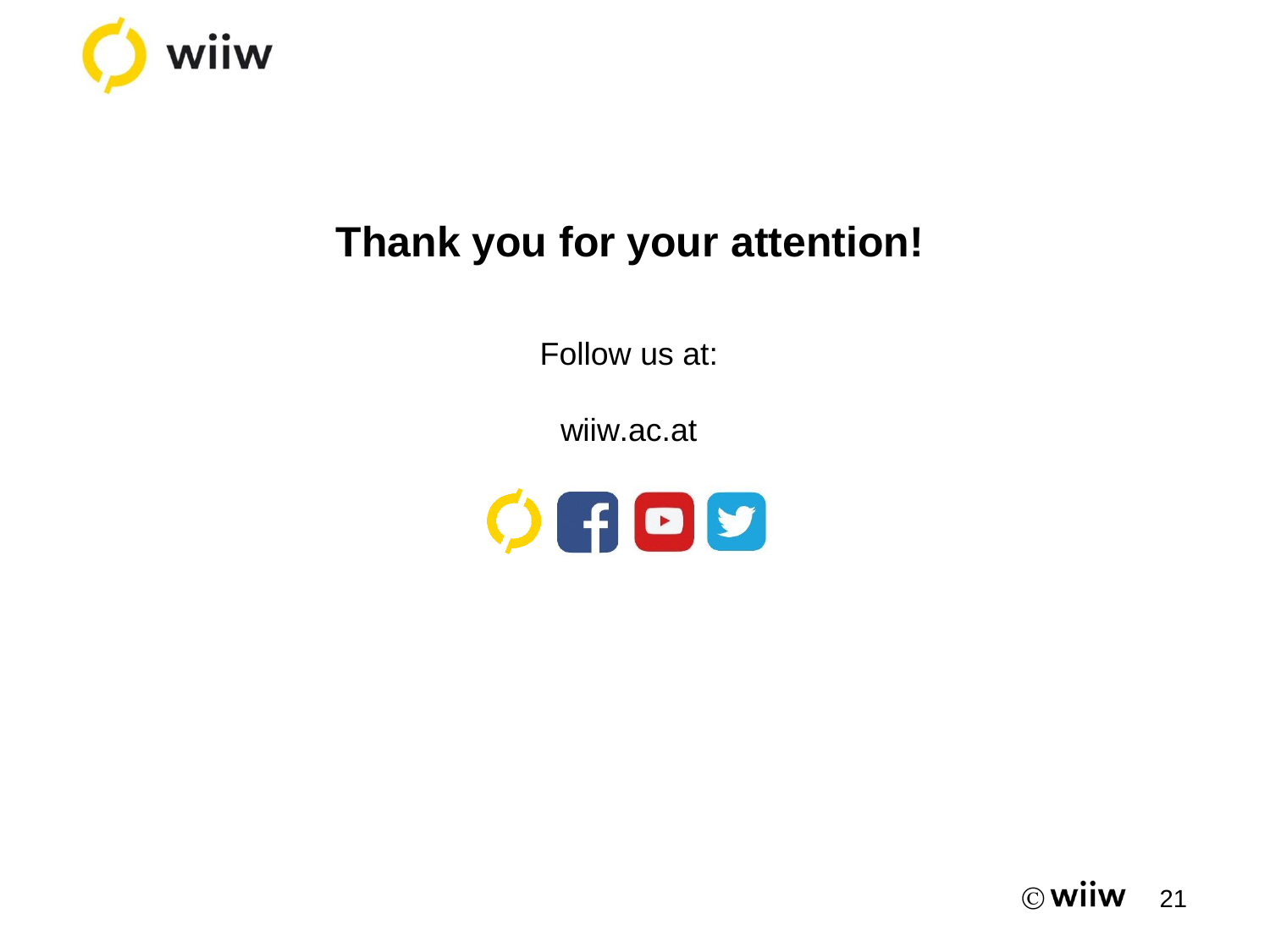# Thank you for your attention!

Follow us at:

wiiw.ac.at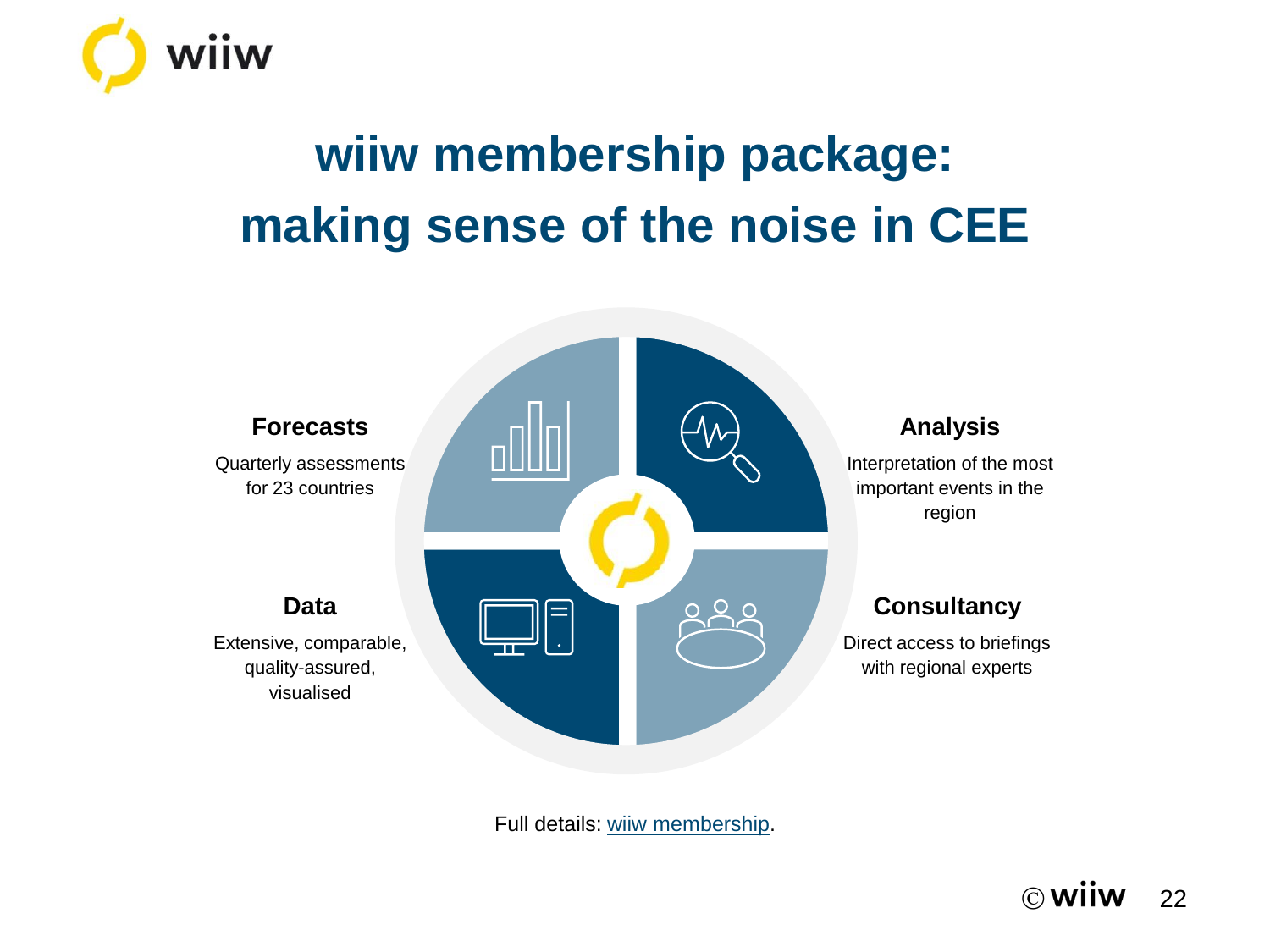# wiiw membership package: making sense of the noise in CEE

**Forecasts**

Quarterly assessments for 23 countries

**Analysis**

Interpretation of the most important events in the region

**Data**

Extensive, comparable, quality-assured, visualised

**Consultancy**

Direct access to briefings with regional experts

Full details: [wiiw membership](wiiw membership).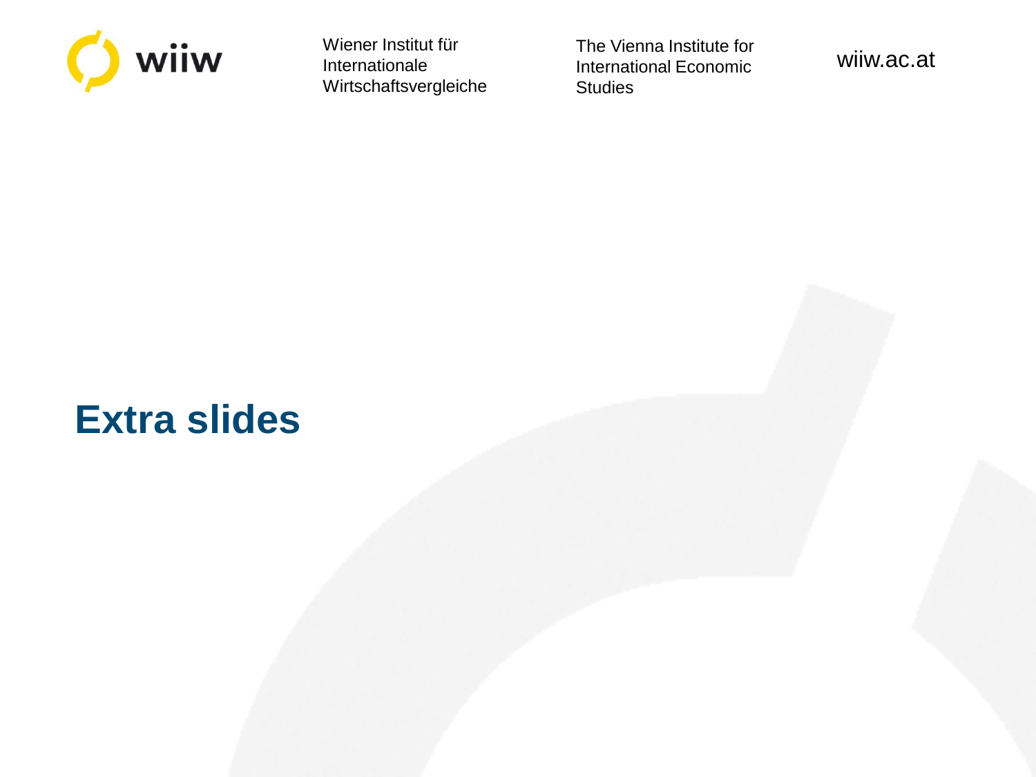# Extra slides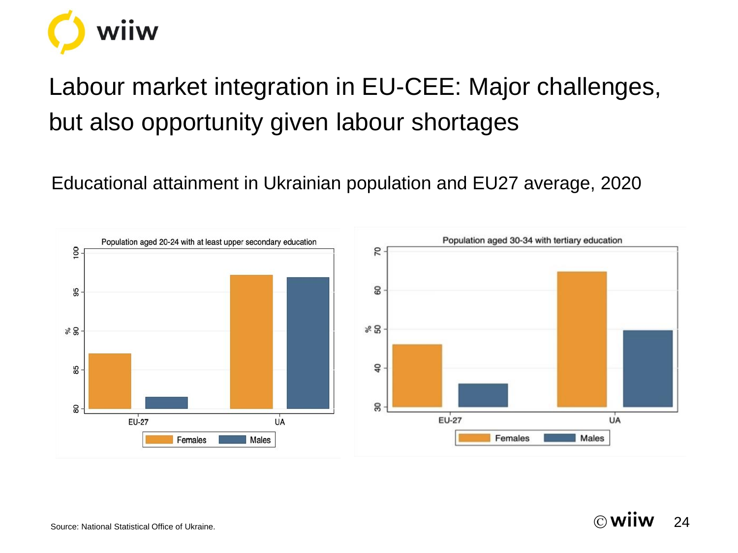# Labour market integration in EU-CEE: Major challenges, but also opportunity given labour shortages

Educational attainment in Ukrainian population and EU27 average, 2020

Population aged 20-24 with at least upper secondary education

Population aged 30-34 with tertiary education

Source: National Statistical Office of Ukraine.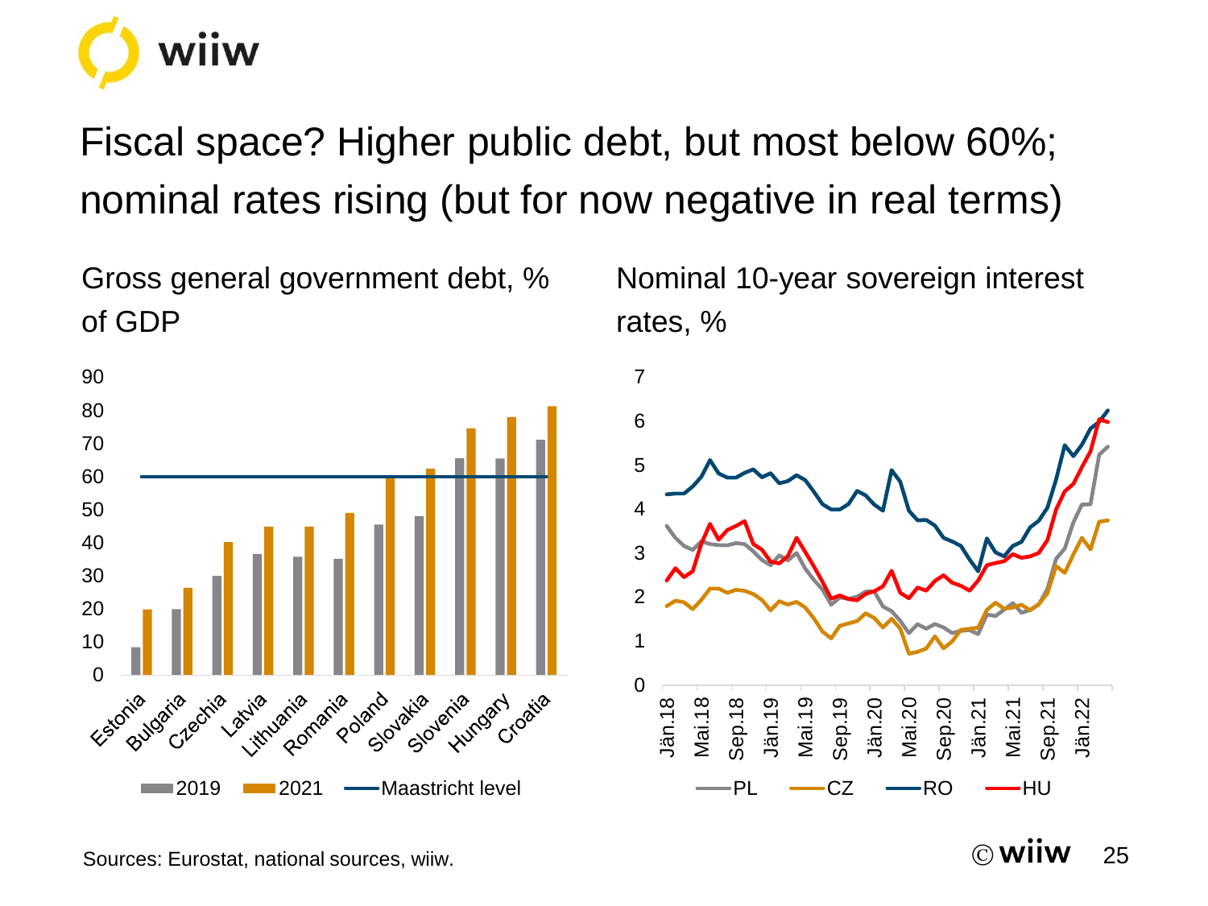# Fiscal space? Higher public debt, but most below 60%; nominal rates rising (but for now negative in real terms)

Gross general government debt, % of GDP

Nominal 10-year sovereign interest rates, %

Sources: Eurostat, national sources, wiiw.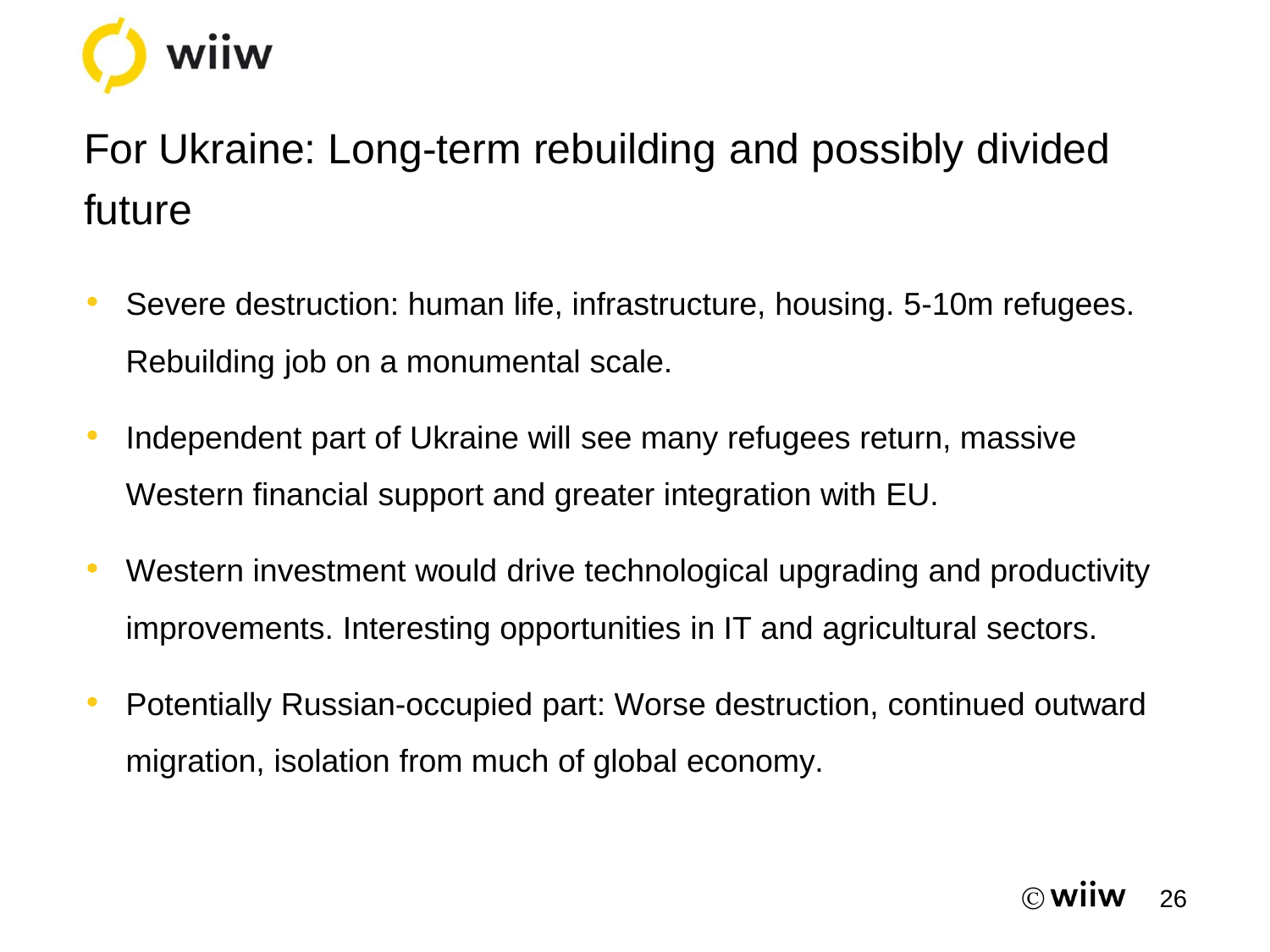# For Ukraine: Long-term rebuilding and possibly divided future

- Severe destruction: human life, infrastructure, housing. 5-10m refugees. Rebuilding job on a monumental scale.
- Independent part of Ukraine will see many refugees return, massive Western financial support and greater integration with EU.
- Western investment would drive technological upgrading and productivity improvements. Interesting opportunities in IT and agricultural sectors.
- Potentially Russian-occupied part: Worse destruction, continued outward migration, isolation from much of global economy.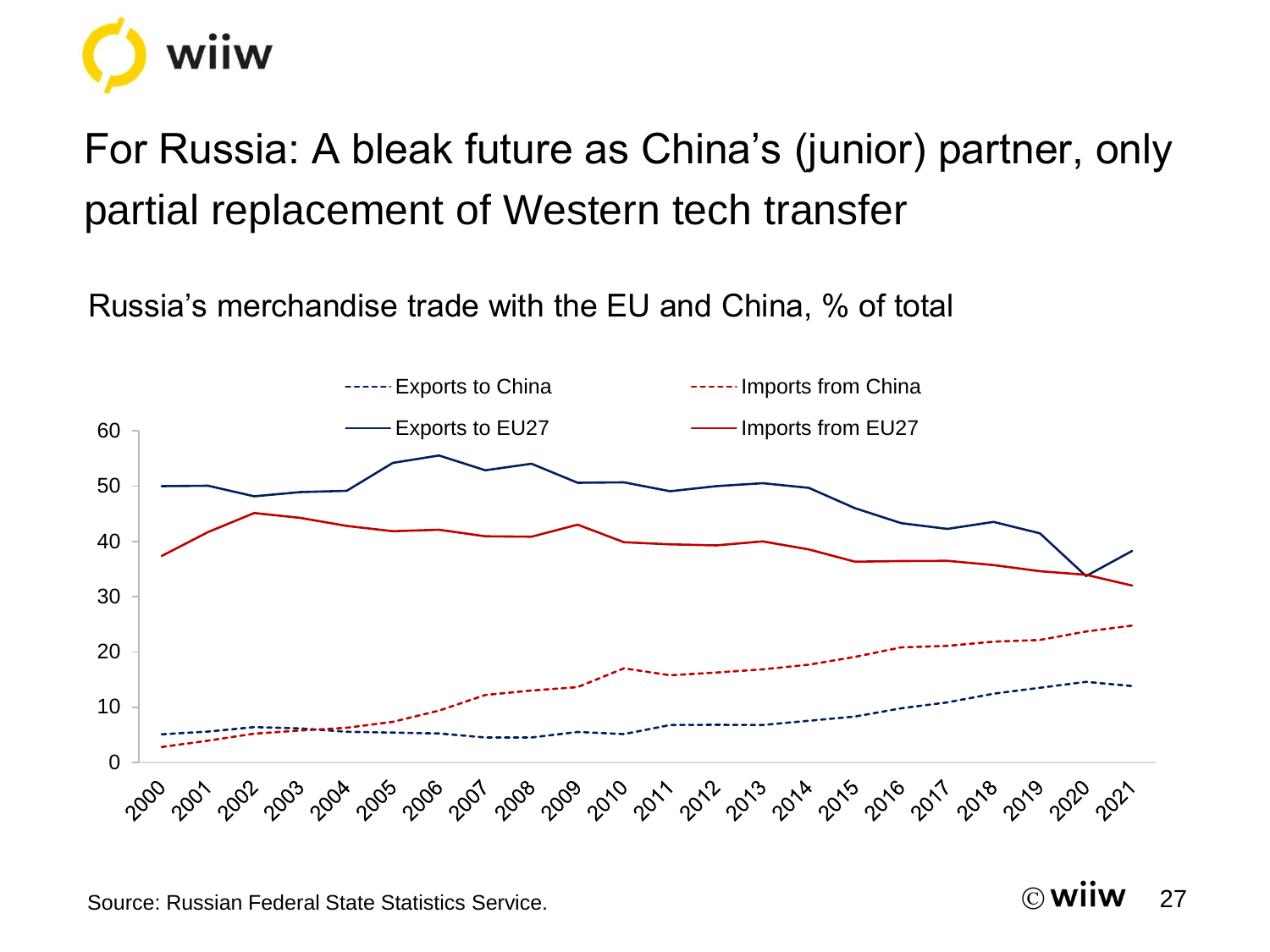# For Russia: A bleak future as China's (junior) partner, only partial replacement of Western tech transfer

Russia's merchandise trade with the EU and China, % of total

Source: Russian Federal State Statistics Service.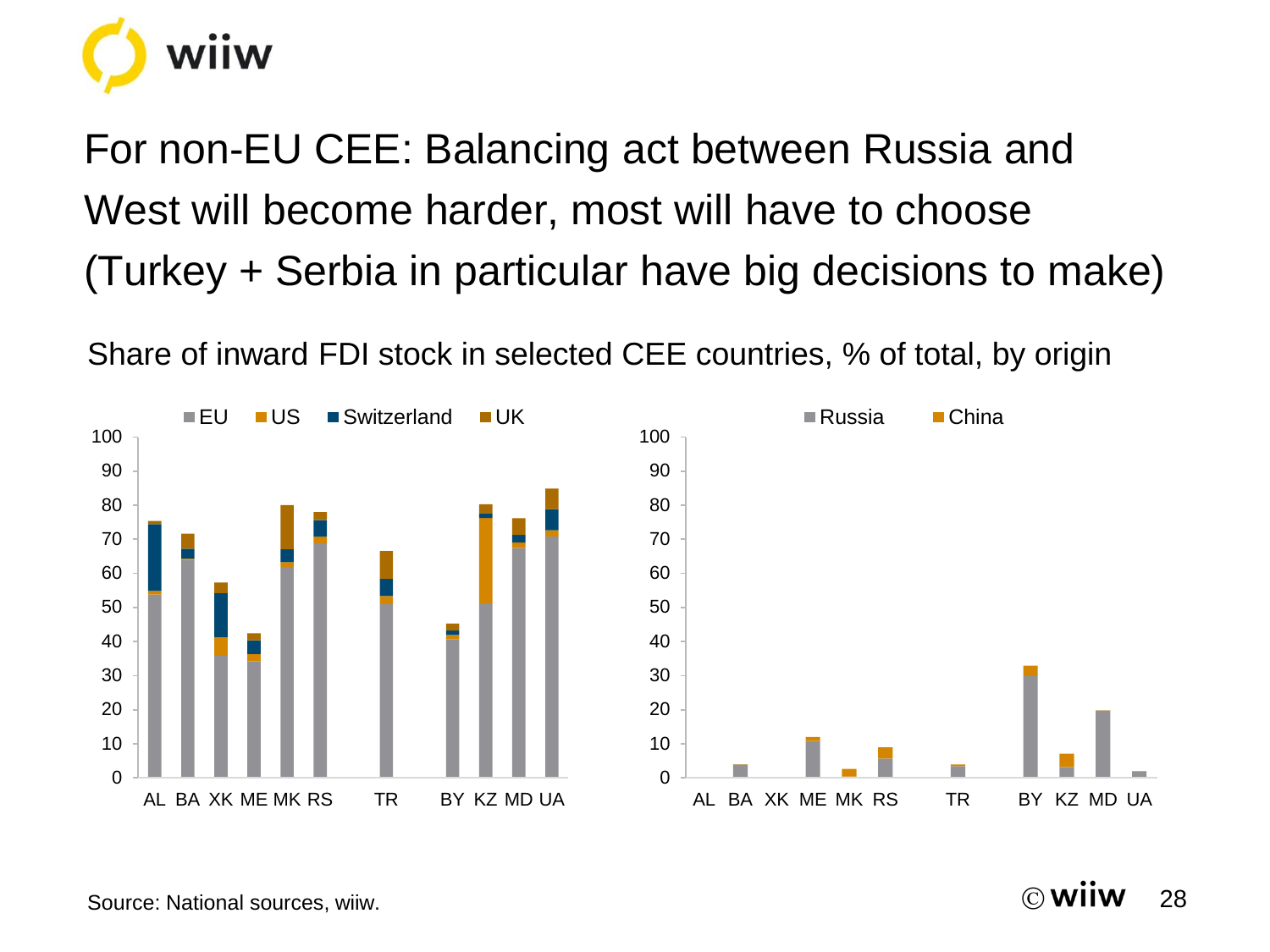# For non-EU CEE: Balancing act between Russia and West will become harder, most will have to choose (Turkey + Serbia in particular have big decisions to make)

Share of inward FDI stock in selected CEE countries, % of total, by origin

Source: National sources, wiiw.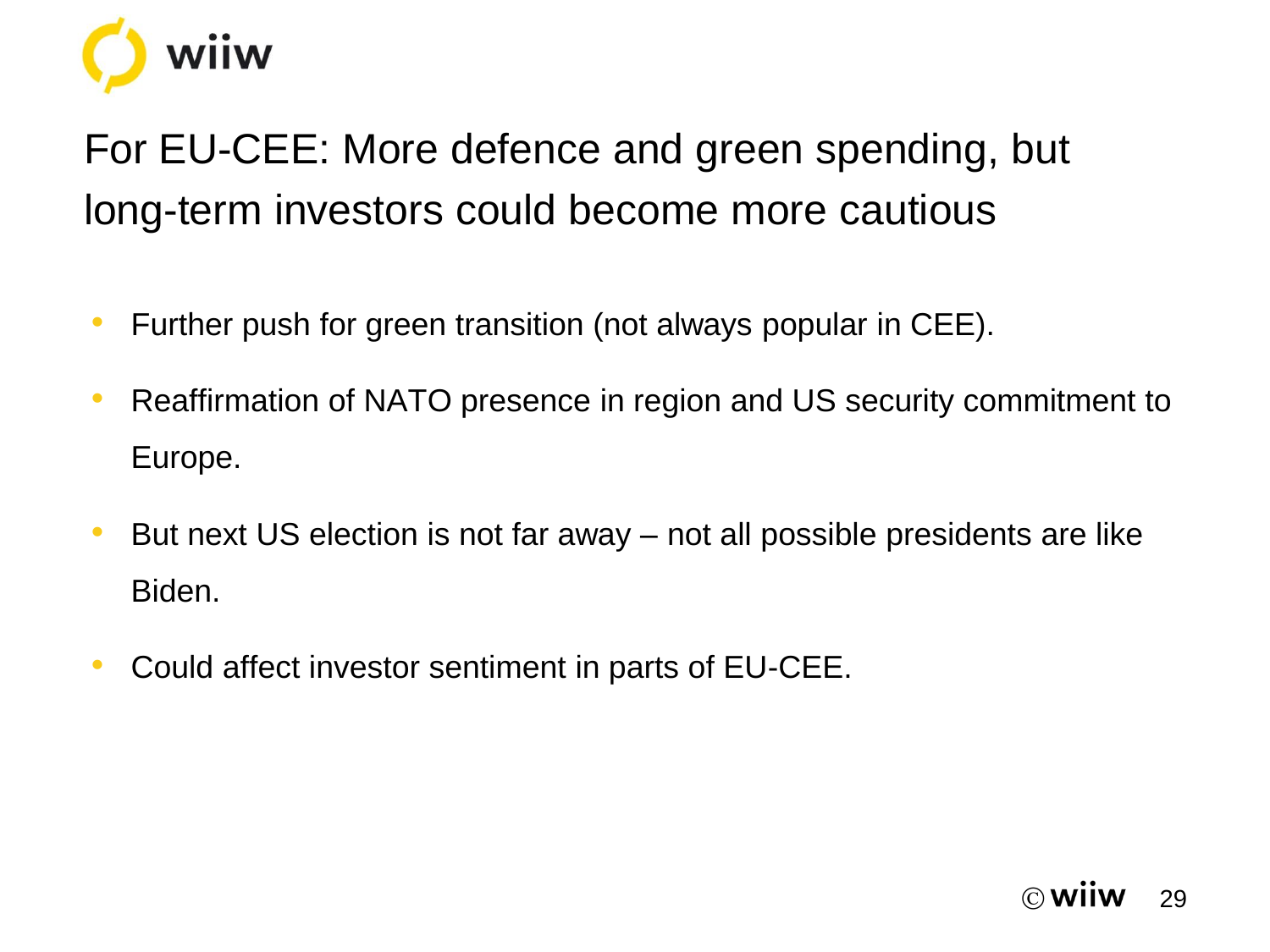# For EU-CEE: More defence and green spending, but long-term investors could become more cautious

- Further push for green transition (not always popular in CEE).
- Reaffirmation of NATO presence in region and US security commitment to Europe.
- But next US election is not far away – not all possible presidents are like Biden.
- Could affect investor sentiment in parts of EU-CEE.